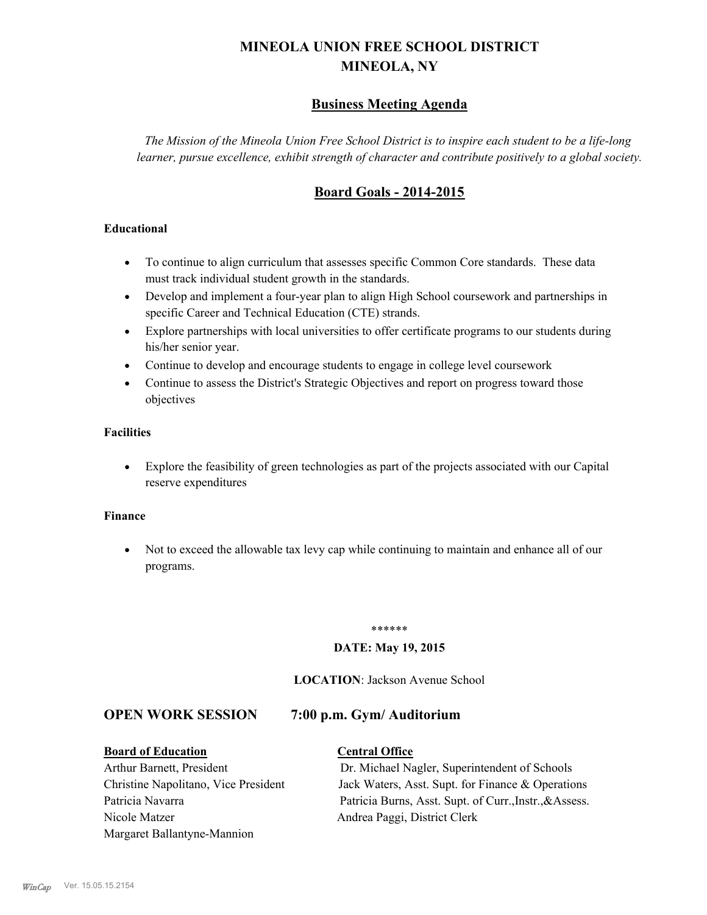# MINEOLA UNION FREE SCHOOL DISTRICT
# MINEOLA, NY

## Business Meeting Agenda

*The Mission of the Mineola Union Free School District is to inspire each student to be a life-long learner, pursue excellence, exhibit strength of character and contribute positively to a global society.*

## Board Goals - 2014-2015

**Educational**

- To continue to align curriculum that assesses specific Common Core standards. These data must track individual student growth in the standards.
- Develop and implement a four-year plan to align High School coursework and partnerships in specific Career and Technical Education (CTE) strands.
- Explore partnerships with local universities to offer certificate programs to our students during his/her senior year.
- Continue to develop and encourage students to engage in college level coursework
- Continue to assess the District's Strategic Objectives and report on progress toward those objectives

**Facilities**

- Explore the feasibility of green technologies as part of the projects associated with our Capital reserve expenditures

**Finance**

- Not to exceed the allowable tax levy cap while continuing to maintain and enhance all of our programs.

******

**DATE: May 19, 2015**

**LOCATION**: Jackson Avenue School

## OPEN WORK SESSION 7:00 p.m. Gym/ Auditorium

| **Board of Education** | **Central Office** |
|---|---|
| Arthur Barnett, President | Dr. Michael Nagler, Superintendent of Schools |
| Christine Napolitano, Vice President | Jack Waters, Asst. Supt. for Finance & Operations |
| Patricia Navarra | Patricia Burns, Asst. Supt. of Curr.,Instr.,&Assess. |
| Nicole Matzer | Andrea Paggi, District Clerk |
| Margaret Ballantyne-Mannion | |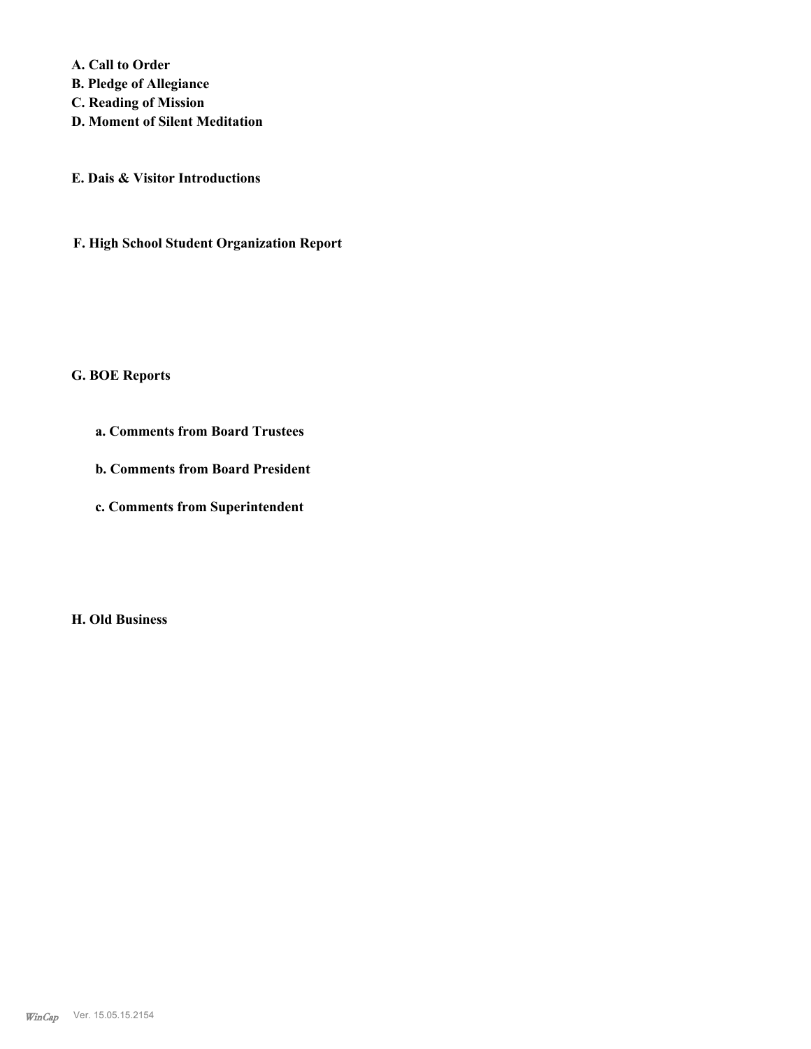**A. Call to Order**
**B. Pledge of Allegiance**
**C. Reading of Mission**
**D. Moment of Silent Meditation**

**E. Dais & Visitor Introductions**

**F. High School Student Organization Report**

**G. BOE Reports**

**a. Comments from Board Trustees**

**b. Comments from Board President**

**c. Comments from Superintendent**

**H. Old Business**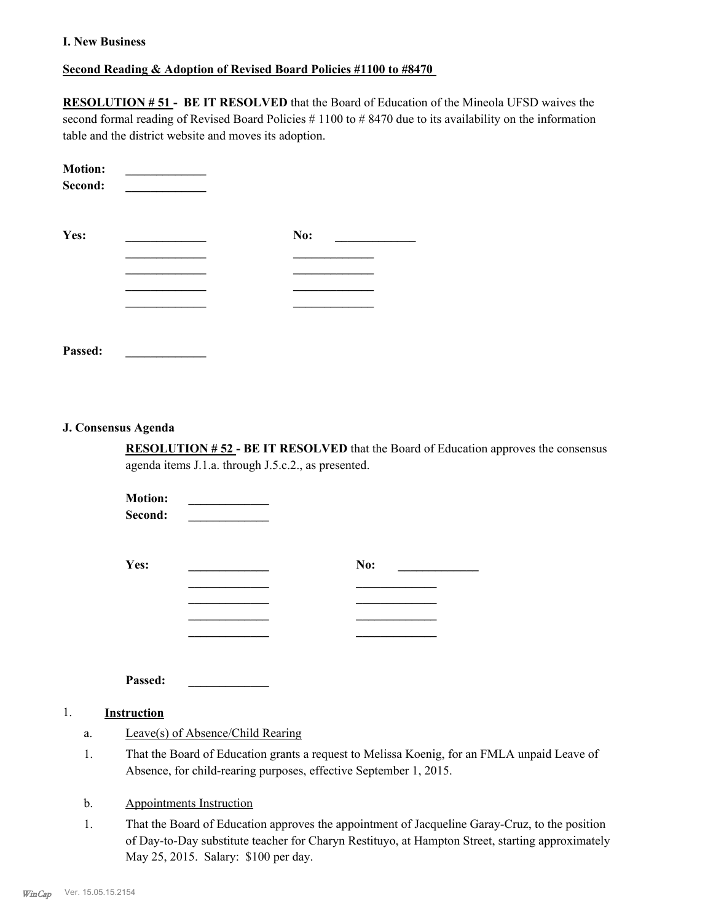**I. New Business**

**Second Reading & Adoption of Revised Board Policies #1100 to #8470**

**RESOLUTION # 51 - BE IT RESOLVED** that the Board of Education of the Mineola UFSD waives the second formal reading of Revised Board Policies # 1100 to # 8470 due to its availability on the information table and the district website and moves its adoption.

**Motion:** _____________
**Second:** _____________

| **Yes:** | _____________ | **No:** | _____________ |
|---|---|---|---|
| | _____________ | | _____________ |
| | _____________ | | _____________ |
| | _____________ | | _____________ |
| | _____________ | | _____________ |

**Passed:** _____________

**J. Consensus Agenda**

**RESOLUTION # 52 - BE IT RESOLVED** that the Board of Education approves the consensus agenda items J.1.a. through J.5.c.2., as presented.

**Motion:** _____________
**Second:** _____________

| **Yes:** | _____________ | **No:** | _____________ |
|---|---|---|---|
| | _____________ | | _____________ |
| | _____________ | | _____________ |
| | _____________ | | _____________ |
| | _____________ | | _____________ |

**Passed:** _____________

1. **Instruction**

   a. Leave(s) of Absence/Child Rearing

   1. That the Board of Education grants a request to Melissa Koenig, for an FMLA unpaid Leave of Absence, for child-rearing purposes, effective September 1, 2015.

   b. Appointments Instruction

   1. That the Board of Education approves the appointment of Jacqueline Garay-Cruz, to the position of Day-to-Day substitute teacher for Charyn Restituyo, at Hampton Street, starting approximately May 25, 2015. Salary: $100 per day.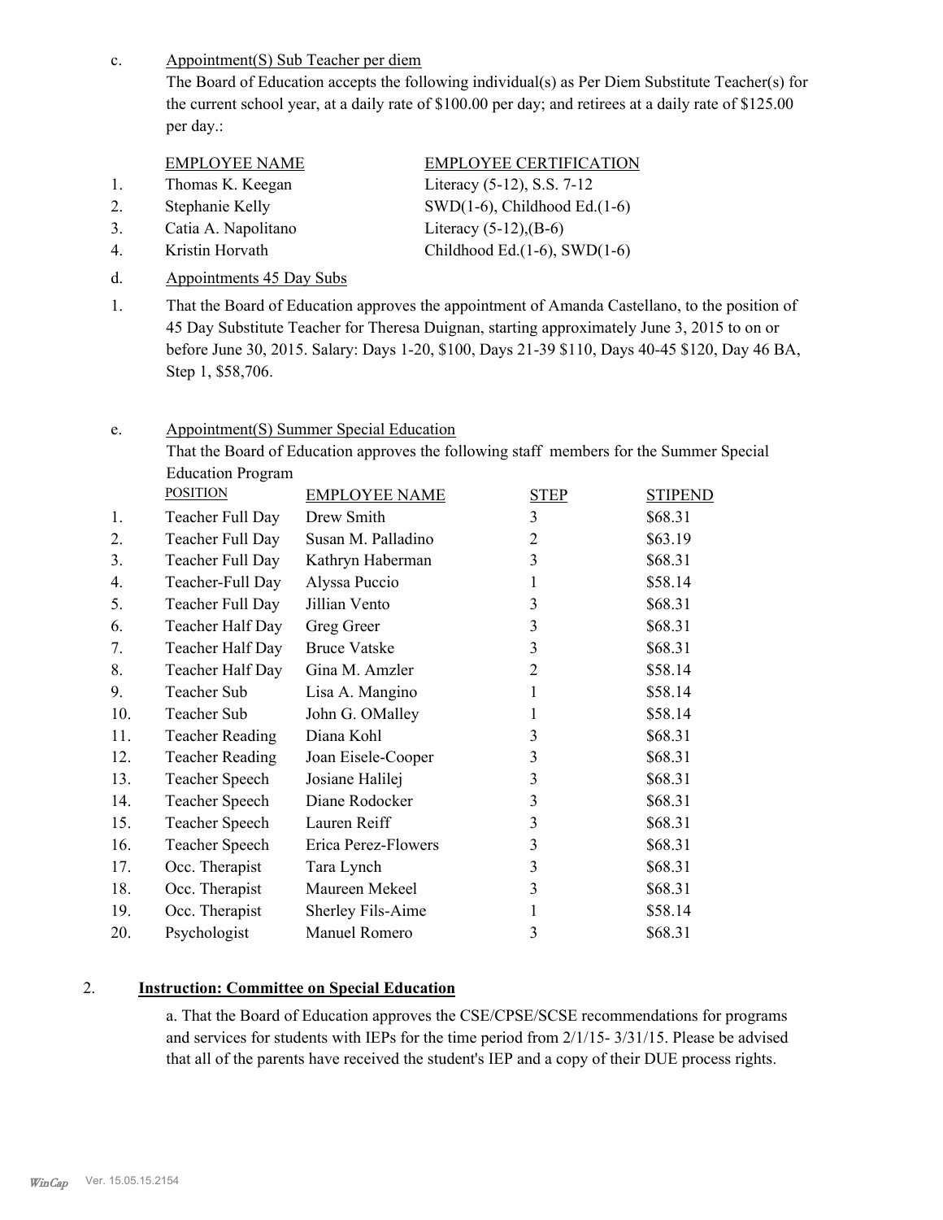c. Appointment(S) Sub Teacher per diem

The Board of Education accepts the following individual(s) as Per Diem Substitute Teacher(s) for the current school year, at a daily rate of $100.00 per day; and retirees at a daily rate of $125.00 per day.:

| | EMPLOYEE NAME | EMPLOYEE CERTIFICATION |
|---|---|---|
| 1. | Thomas K. Keegan | Literacy (5-12), S.S. 7-12 |
| 2. | Stephanie Kelly | SWD(1-6), Childhood Ed.(1-6) |
| 3. | Catia A. Napolitano | Literacy (5-12),(B-6) |
| 4. | Kristin Horvath | Childhood Ed.(1-6), SWD(1-6) |

d. Appointments 45 Day Subs

1. That the Board of Education approves the appointment of Amanda Castellano, to the position of 45 Day Substitute Teacher for Theresa Duignan, starting approximately June 3, 2015 to on or before June 30, 2015. Salary: Days 1-20, $100, Days 21-39 $110, Days 40-45 $120, Day 46 BA, Step 1, $58,706.

e. Appointment(S) Summer Special Education

That the Board of Education approves the following staff members for the Summer Special Education Program

| | POSITION | EMPLOYEE NAME | STEP | STIPEND |
|---|---|---|---|---|
| 1. | Teacher Full Day | Drew Smith | 3 | $68.31 |
| 2. | Teacher Full Day | Susan M. Palladino | 2 | $63.19 |
| 3. | Teacher Full Day | Kathryn Haberman | 3 | $68.31 |
| 4. | Teacher-Full Day | Alyssa Puccio | 1 | $58.14 |
| 5. | Teacher Full Day | Jillian Vento | 3 | $68.31 |
| 6. | Teacher Half Day | Greg Greer | 3 | $68.31 |
| 7. | Teacher Half Day | Bruce Vatske | 3 | $68.31 |
| 8. | Teacher Half Day | Gina M. Amzler | 2 | $58.14 |
| 9. | Teacher Sub | Lisa A. Mangino | 1 | $58.14 |
| 10. | Teacher Sub | John G. OMalley | 1 | $58.14 |
| 11. | Teacher Reading | Diana Kohl | 3 | $68.31 |
| 12. | Teacher Reading | Joan Eisele-Cooper | 3 | $68.31 |
| 13. | Teacher Speech | Josiane Halilej | 3 | $68.31 |
| 14. | Teacher Speech | Diane Rodocker | 3 | $68.31 |
| 15. | Teacher Speech | Lauren Reiff | 3 | $68.31 |
| 16. | Teacher Speech | Erica Perez-Flowers | 3 | $68.31 |
| 17. | Occ. Therapist | Tara Lynch | 3 | $68.31 |
| 18. | Occ. Therapist | Maureen Mekeel | 3 | $68.31 |
| 19. | Occ. Therapist | Sherley Fils-Aime | 1 | $58.14 |
| 20. | Psychologist | Manuel Romero | 3 | $68.31 |

2. **Instruction: Committee on Special Education**

a. That the Board of Education approves the CSE/CPSE/SCSE recommendations for programs and services for students with IEPs for the time period from 2/1/15- 3/31/15. Please be advised that all of the parents have received the student's IEP and a copy of their DUE process rights.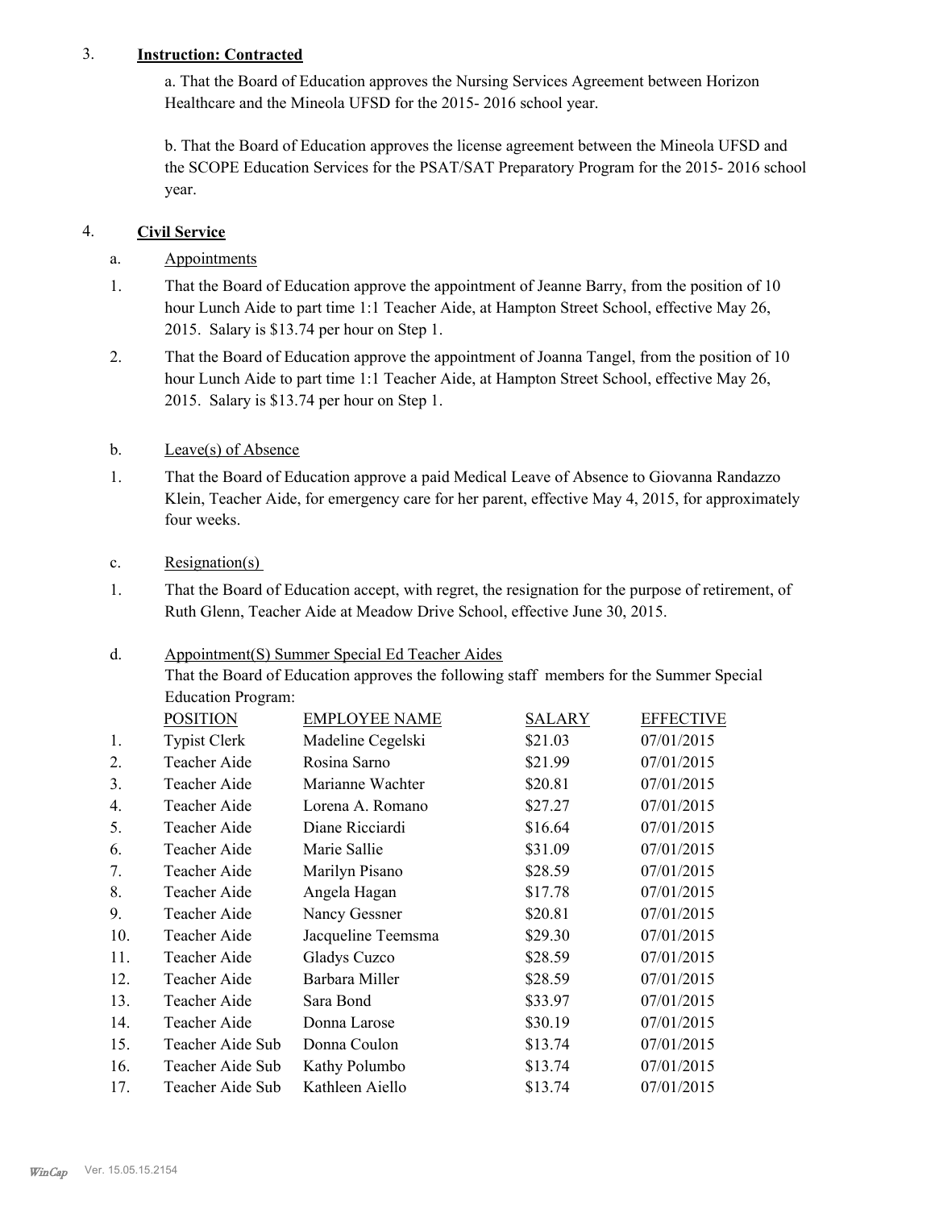3. **Instruction: Contracted**

a. That the Board of Education approves the Nursing Services Agreement between Horizon Healthcare and the Mineola UFSD for the 2015- 2016 school year.

b. That the Board of Education approves the license agreement between the Mineola UFSD and the SCOPE Education Services for the PSAT/SAT Preparatory Program for the 2015- 2016 school year.

4. **Civil Service**

a. Appointments

1. That the Board of Education approve the appointment of Jeanne Barry, from the position of 10 hour Lunch Aide to part time 1:1 Teacher Aide, at Hampton Street School, effective May 26, 2015. Salary is $13.74 per hour on Step 1.

2. That the Board of Education approve the appointment of Joanna Tangel, from the position of 10 hour Lunch Aide to part time 1:1 Teacher Aide, at Hampton Street School, effective May 26, 2015. Salary is $13.74 per hour on Step 1.

b. Leave(s) of Absence

1. That the Board of Education approve a paid Medical Leave of Absence to Giovanna Randazzo Klein, Teacher Aide, for emergency care for her parent, effective May 4, 2015, for approximately four weeks.

c. Resignation(s)

1. That the Board of Education accept, with regret, the resignation for the purpose of retirement, of Ruth Glenn, Teacher Aide at Meadow Drive School, effective June 30, 2015.

d. Appointment(S) Summer Special Ed Teacher Aides

That the Board of Education approves the following staff members for the Summer Special Education Program:

| | POSITION | EMPLOYEE NAME | SALARY | EFFECTIVE |
|---|---|---|---|---|
| 1. | Typist Clerk | Madeline Cegelski | $21.03 | 07/01/2015 |
| 2. | Teacher Aide | Rosina Sarno | $21.99 | 07/01/2015 |
| 3. | Teacher Aide | Marianne Wachter | $20.81 | 07/01/2015 |
| 4. | Teacher Aide | Lorena A. Romano | $27.27 | 07/01/2015 |
| 5. | Teacher Aide | Diane Ricciardi | $16.64 | 07/01/2015 |
| 6. | Teacher Aide | Marie Sallie | $31.09 | 07/01/2015 |
| 7. | Teacher Aide | Marilyn Pisano | $28.59 | 07/01/2015 |
| 8. | Teacher Aide | Angela Hagan | $17.78 | 07/01/2015 |
| 9. | Teacher Aide | Nancy Gessner | $20.81 | 07/01/2015 |
| 10. | Teacher Aide | Jacqueline Teemsma | $29.30 | 07/01/2015 |
| 11. | Teacher Aide | Gladys Cuzco | $28.59 | 07/01/2015 |
| 12. | Teacher Aide | Barbara Miller | $28.59 | 07/01/2015 |
| 13. | Teacher Aide | Sara Bond | $33.97 | 07/01/2015 |
| 14. | Teacher Aide | Donna Larose | $30.19 | 07/01/2015 |
| 15. | Teacher Aide Sub | Donna Coulon | $13.74 | 07/01/2015 |
| 16. | Teacher Aide Sub | Kathy Polumbo | $13.74 | 07/01/2015 |
| 17. | Teacher Aide Sub | Kathleen Aiello | $13.74 | 07/01/2015 |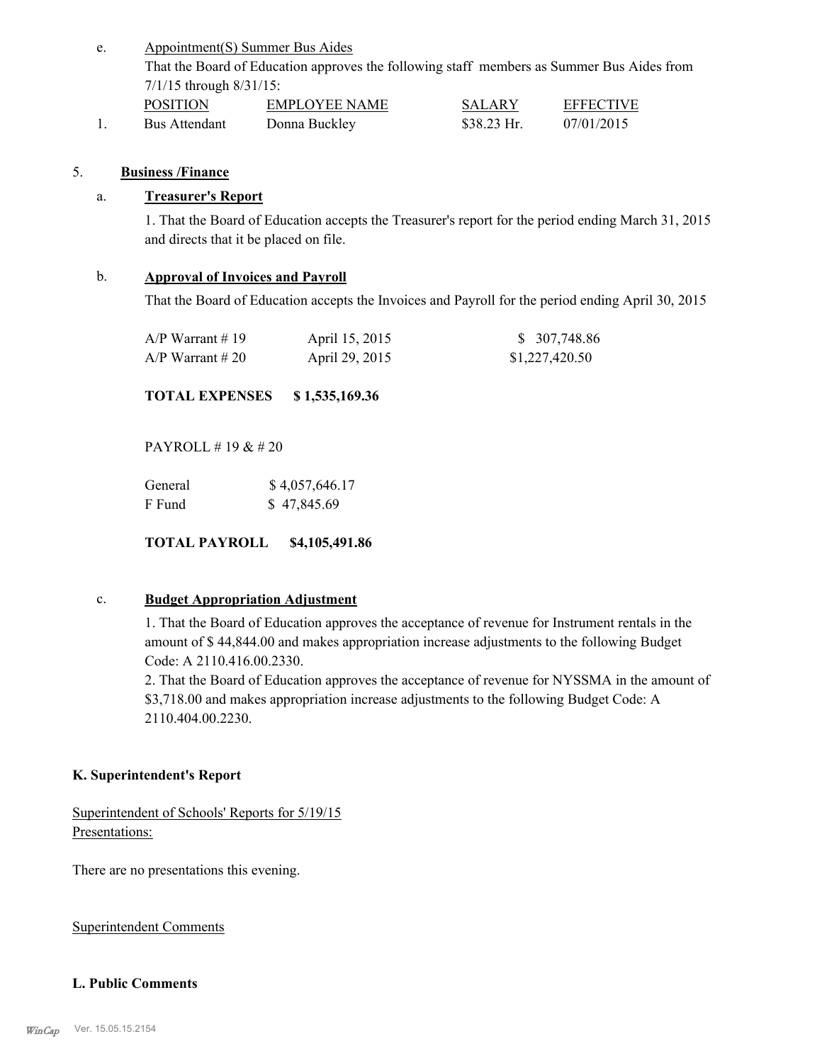e. Appointment(S) Summer Bus Aides

That the Board of Education approves the following staff members as Summer Bus Aides from 7/1/15 through 8/31/15:

| | POSITION | EMPLOYEE NAME | SALARY | EFFECTIVE |
|---|---|---|---|---|
| 1. | Bus Attendant | Donna Buckley | $38.23 Hr. | 07/01/2015 |

5. **Business /Finance**

a. **Treasurer's Report**

1. That the Board of Education accepts the Treasurer's report for the period ending March 31, 2015 and directs that it be placed on file.

b. **Approval of Invoices and Payroll**

That the Board of Education accepts the Invoices and Payroll for the period ending April 30, 2015

| | | |
|---|---|---|
| A/P Warrant # 19 | April 15, 2015 | $ 307,748.86 |
| A/P Warrant # 20 | April 29, 2015 | $1,227,420.50 |

**TOTAL EXPENSES $ 1,535,169.36**

PAYROLL # 19 & # 20

| | |
|---|---|
| General | $ 4,057,646.17 |
| F Fund | $ 47,845.69 |

**TOTAL PAYROLL $4,105,491.86**

c. **Budget Appropriation Adjustment**

1. That the Board of Education approves the acceptance of revenue for Instrument rentals in the amount of $ 44,844.00 and makes appropriation increase adjustments to the following Budget Code: A 2110.416.00.2330.
2. That the Board of Education approves the acceptance of revenue for NYSSMA in the amount of $3,718.00 and makes appropriation increase adjustments to the following Budget Code: A 2110.404.00.2230.

**K. Superintendent's Report**

Superintendent of Schools' Reports for 5/19/15
Presentations:

There are no presentations this evening.

Superintendent Comments

**L. Public Comments**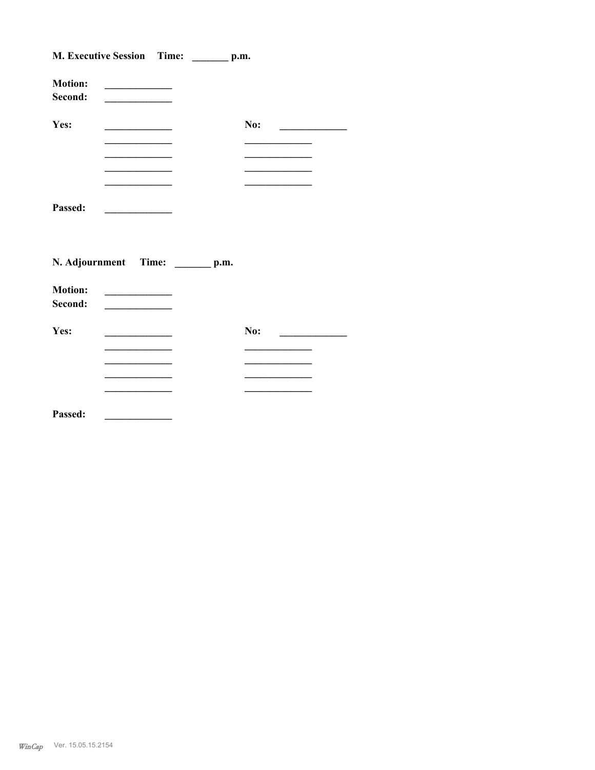**M. Executive Session Time: _______ p.m.**

**Motion:** _____________
**Second:** _____________

| | | | |
|---|---|---|---|
| **Yes:** | _____________ | **No:** | _____________ |
| | _____________ | | _____________ |
| | _____________ | | _____________ |
| | _____________ | | _____________ |
| | _____________ | | _____________ |

**Passed:** _____________

**N. Adjournment Time: _______ p.m.**

**Motion:** _____________
**Second:** _____________

| | | | |
|---|---|---|---|
| **Yes:** | _____________ | **No:** | _____________ |
| | _____________ | | _____________ |
| | _____________ | | _____________ |
| | _____________ | | _____________ |
| | _____________ | | _____________ |

**Passed:** _____________

*WinCap* Ver. 15.05.15.2154